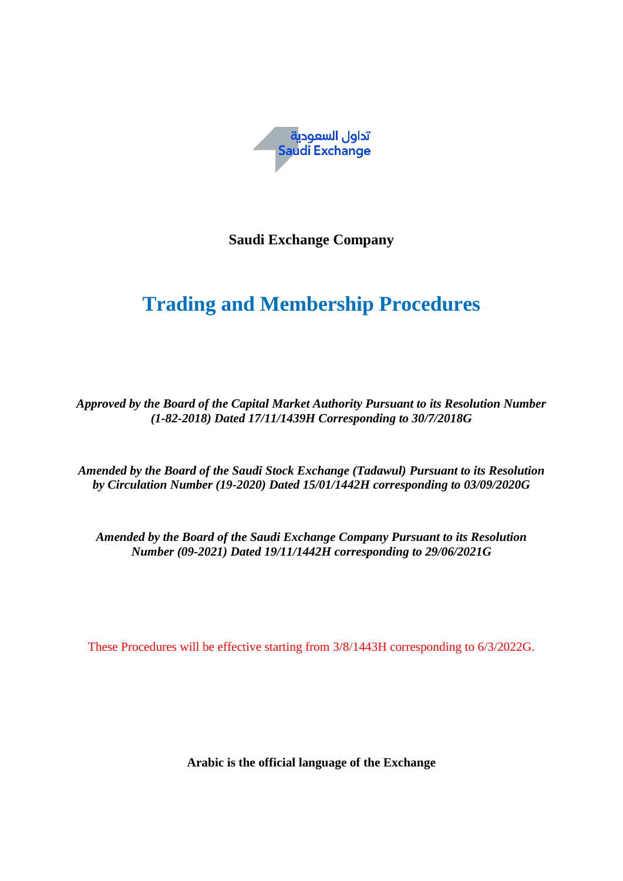تداول السعودية
Saudi Exchange

**Saudi Exchange Company**

# Trading and Membership Procedures

***Approved by the Board of the Capital Market Authority Pursuant to its Resolution Number (1-82-2018) Dated 17/11/1439H Corresponding to 30/7/2018G***

***Amended by the Board of the Saudi Stock Exchange (Tadawul) Pursuant to its Resolution by Circulation Number (19-2020) Dated 15/01/1442H corresponding to 03/09/2020G***

***Amended by the Board of the Saudi Exchange Company Pursuant to its Resolution Number (09-2021) Dated 19/11/1442H corresponding to 29/06/2021G***

These Procedures will be effective starting from 3/8/1443H corresponding to 6/3/2022G.

**Arabic is the official language of the Exchange**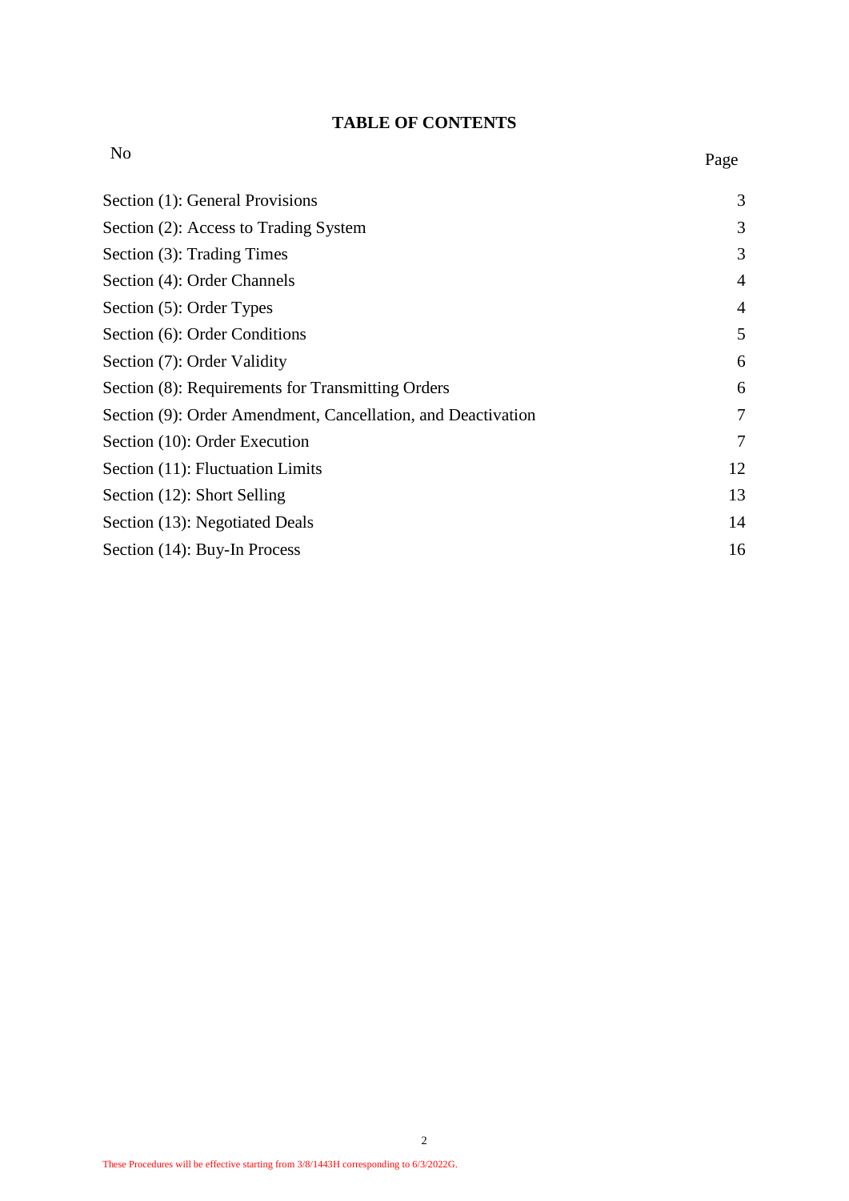## TABLE OF CONTENTS

| No | Page |
|---|---|
| Section (1): General Provisions | 3 |
| Section (2): Access to Trading System | 3 |
| Section (3): Trading Times | 3 |
| Section (4): Order Channels | 4 |
| Section (5): Order Types | 4 |
| Section (6): Order Conditions | 5 |
| Section (7): Order Validity | 6 |
| Section (8): Requirements for Transmitting Orders | 6 |
| Section (9): Order Amendment, Cancellation, and Deactivation | 7 |
| Section (10): Order Execution | 7 |
| Section (11): Fluctuation Limits | 12 |
| Section (12): Short Selling | 13 |
| Section (13): Negotiated Deals | 14 |
| Section (14): Buy-In Process | 16 |

These Procedures will be effective starting from 3/8/1443H corresponding to 6/3/2022G.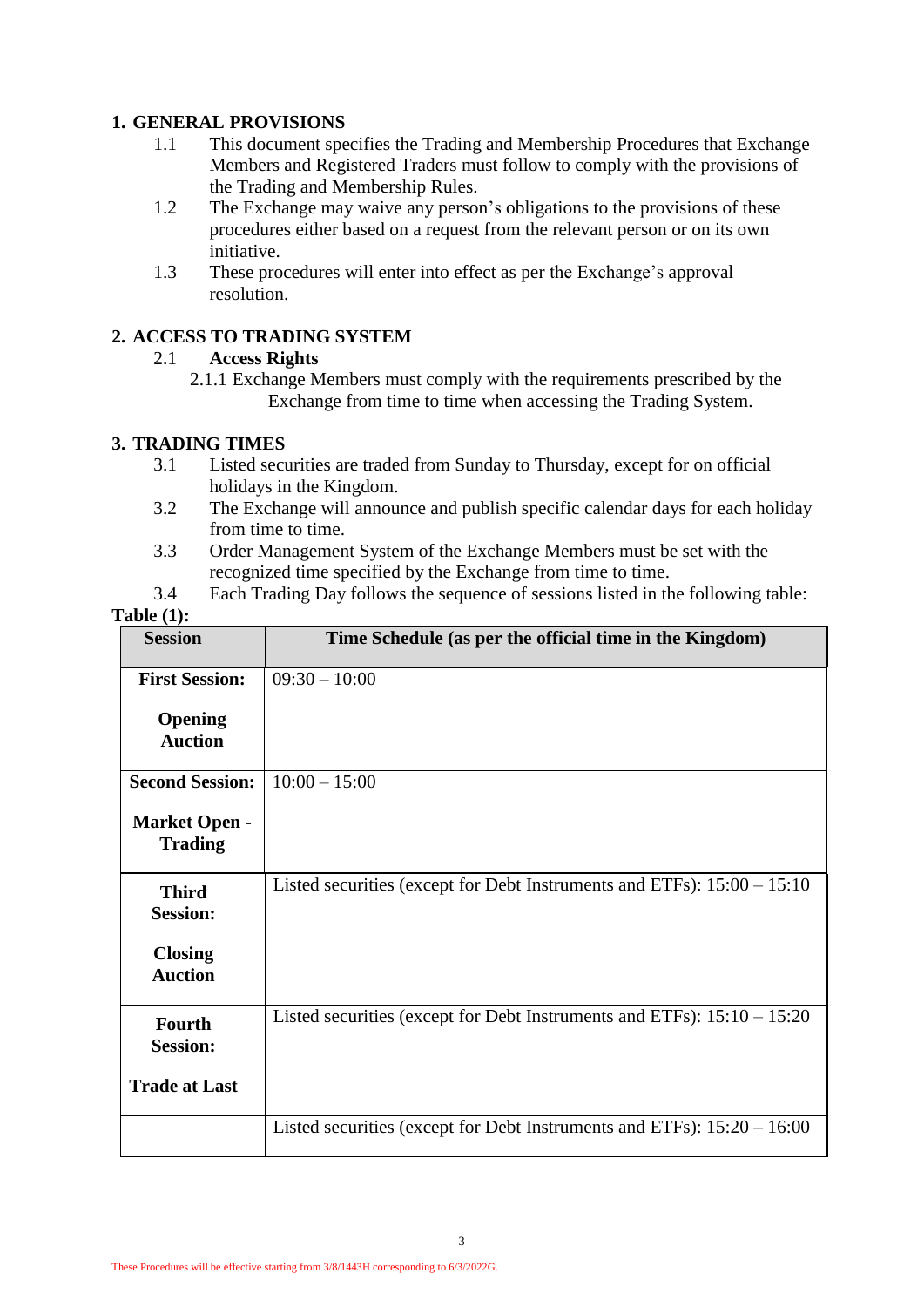## 1. GENERAL PROVISIONS

1.1 This document specifies the Trading and Membership Procedures that Exchange Members and Registered Traders must follow to comply with the provisions of the Trading and Membership Rules.

1.2 The Exchange may waive any person's obligations to the provisions of these procedures either based on a request from the relevant person or on its own initiative.

1.3 These procedures will enter into effect as per the Exchange's approval resolution.

## 2. ACCESS TO TRADING SYSTEM

2.1 **Access Rights**

2.1.1 Exchange Members must comply with the requirements prescribed by the Exchange from time to time when accessing the Trading System.

## 3. TRADING TIMES

3.1 Listed securities are traded from Sunday to Thursday, except for on official holidays in the Kingdom.

3.2 The Exchange will announce and publish specific calendar days for each holiday from time to time.

3.3 Order Management System of the Exchange Members must be set with the recognized time specified by the Exchange from time to time.

3.4 Each Trading Day follows the sequence of sessions listed in the following table:

**Table (1):**

| Session | Time Schedule (as per the official time in the Kingdom) |
|---|---|
| **First Session:** **Opening Auction** | 09:30 – 10:00 |
| **Second Session:** **Market Open - Trading** | 10:00 – 15:00 |
| **Third Session:** **Closing Auction** | Listed securities (except for Debt Instruments and ETFs): 15:00 – 15:10 |
| **Fourth Session:** **Trade at Last** | Listed securities (except for Debt Instruments and ETFs): 15:10 – 15:20 |
| | Listed securities (except for Debt Instruments and ETFs): 15:20 – 16:00 |

These Procedures will be effective starting from 3/8/1443H corresponding to 6/3/2022G.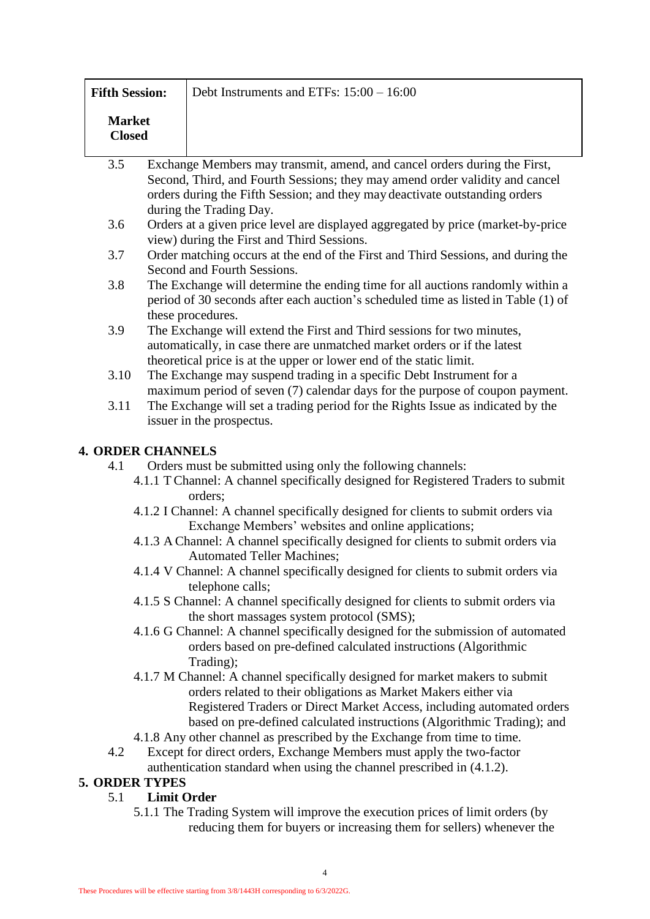| Fifth Session:<br><br>Market Closed | Debt Instruments and ETFs: 15:00 – 16:00 |
|---|---|

3.5 Exchange Members may transmit, amend, and cancel orders during the First, Second, Third, and Fourth Sessions; they may amend order validity and cancel orders during the Fifth Session; and they may deactivate outstanding orders during the Trading Day.

3.6 Orders at a given price level are displayed aggregated by price (market-by-price view) during the First and Third Sessions.

3.7 Order matching occurs at the end of the First and Third Sessions, and during the Second and Fourth Sessions.

3.8 The Exchange will determine the ending time for all auctions randomly within a period of 30 seconds after each auction's scheduled time as listed in Table (1) of these procedures.

3.9 The Exchange will extend the First and Third sessions for two minutes, automatically, in case there are unmatched market orders or if the latest theoretical price is at the upper or lower end of the static limit.

3.10 The Exchange may suspend trading in a specific Debt Instrument for a maximum period of seven (7) calendar days for the purpose of coupon payment.

3.11 The Exchange will set a trading period for the Rights Issue as indicated by the issuer in the prospectus.

## 4. ORDER CHANNELS

4.1 Orders must be submitted using only the following channels:

- 4.1.1 T Channel: A channel specifically designed for Registered Traders to submit orders;
- 4.1.2 I Channel: A channel specifically designed for clients to submit orders via Exchange Members' websites and online applications;
- 4.1.3 A Channel: A channel specifically designed for clients to submit orders via Automated Teller Machines;
- 4.1.4 V Channel: A channel specifically designed for clients to submit orders via telephone calls;
- 4.1.5 S Channel: A channel specifically designed for clients to submit orders via the short massages system protocol (SMS);
- 4.1.6 G Channel: A channel specifically designed for the submission of automated orders based on pre-defined calculated instructions (Algorithmic Trading);
- 4.1.7 M Channel: A channel specifically designed for market makers to submit orders related to their obligations as Market Makers either via Registered Traders or Direct Market Access, including automated orders based on pre-defined calculated instructions (Algorithmic Trading); and
- 4.1.8 Any other channel as prescribed by the Exchange from time to time.

4.2 Except for direct orders, Exchange Members must apply the two-factor authentication standard when using the channel prescribed in (4.1.2).

## 5. ORDER TYPES

5.1 **Limit Order**

5.1.1 The Trading System will improve the execution prices of limit orders (by reducing them for buyers or increasing them for sellers) whenever the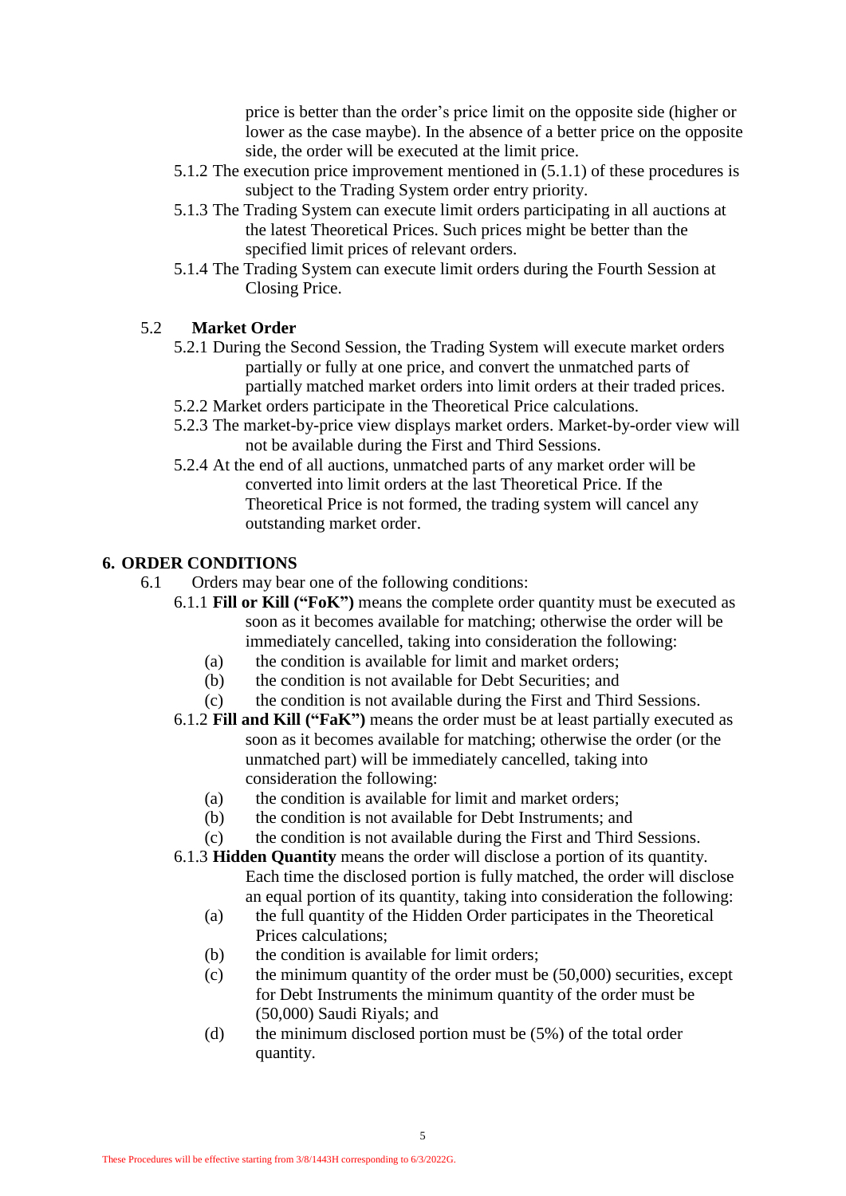price is better than the order's price limit on the opposite side (higher or lower as the case maybe). In the absence of a better price on the opposite side, the order will be executed at the limit price.

5.1.2 The execution price improvement mentioned in (5.1.1) of these procedures is subject to the Trading System order entry priority.

5.1.3 The Trading System can execute limit orders participating in all auctions at the latest Theoretical Prices. Such prices might be better than the specified limit prices of relevant orders.

5.1.4 The Trading System can execute limit orders during the Fourth Session at Closing Price.

5.2 **Market Order**

5.2.1 During the Second Session, the Trading System will execute market orders partially or fully at one price, and convert the unmatched parts of partially matched market orders into limit orders at their traded prices.

5.2.2 Market orders participate in the Theoretical Price calculations.

5.2.3 The market-by-price view displays market orders. Market-by-order view will not be available during the First and Third Sessions.

5.2.4 At the end of all auctions, unmatched parts of any market order will be converted into limit orders at the last Theoretical Price. If the Theoretical Price is not formed, the trading system will cancel any outstanding market order.

## 6. ORDER CONDITIONS

6.1 Orders may bear one of the following conditions:

6.1.1 **Fill or Kill ("FoK")** means the complete order quantity must be executed as soon as it becomes available for matching; otherwise the order will be immediately cancelled, taking into consideration the following:

(a) the condition is available for limit and market orders;

(b) the condition is not available for Debt Securities; and

(c) the condition is not available during the First and Third Sessions.

6.1.2 **Fill and Kill ("FaK")** means the order must be at least partially executed as soon as it becomes available for matching; otherwise the order (or the unmatched part) will be immediately cancelled, taking into consideration the following:

(a) the condition is available for limit and market orders;

(b) the condition is not available for Debt Instruments; and

(c) the condition is not available during the First and Third Sessions.

6.1.3 **Hidden Quantity** means the order will disclose a portion of its quantity. Each time the disclosed portion is fully matched, the order will disclose an equal portion of its quantity, taking into consideration the following:

(a) the full quantity of the Hidden Order participates in the Theoretical Prices calculations;

(b) the condition is available for limit orders;

(c) the minimum quantity of the order must be (50,000) securities, except for Debt Instruments the minimum quantity of the order must be (50,000) Saudi Riyals; and

(d) the minimum disclosed portion must be (5%) of the total order quantity.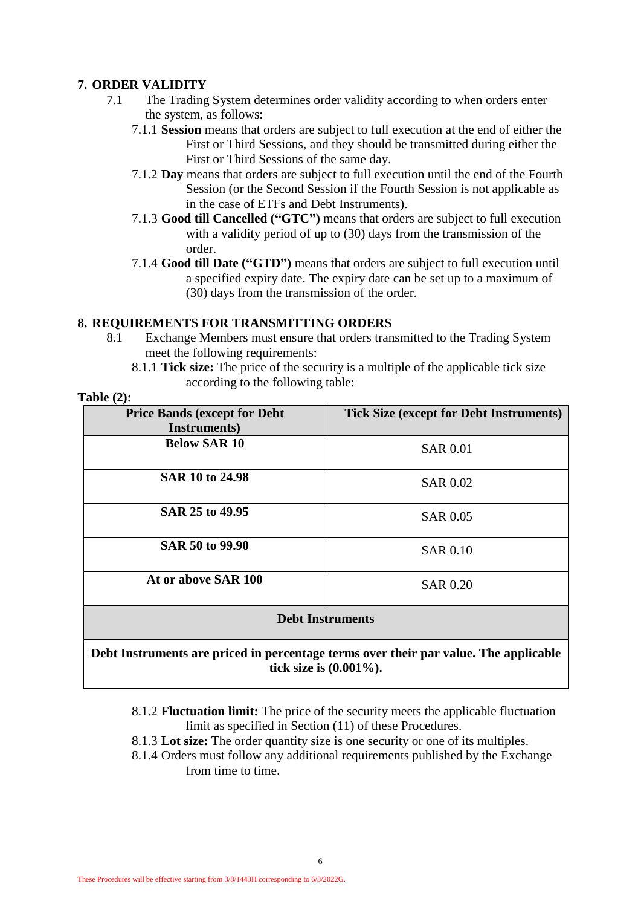## 7. ORDER VALIDITY

7.1 The Trading System determines order validity according to when orders enter the system, as follows:

7.1.1 **Session** means that orders are subject to full execution at the end of either the First or Third Sessions, and they should be transmitted during either the First or Third Sessions of the same day.

7.1.2 **Day** means that orders are subject to full execution until the end of the Fourth Session (or the Second Session if the Fourth Session is not applicable as in the case of ETFs and Debt Instruments).

7.1.3 **Good till Cancelled ("GTC")** means that orders are subject to full execution with a validity period of up to (30) days from the transmission of the order.

7.1.4 **Good till Date ("GTD")** means that orders are subject to full execution until a specified expiry date. The expiry date can be set up to a maximum of (30) days from the transmission of the order.

## 8. REQUIREMENTS FOR TRANSMITTING ORDERS

8.1 Exchange Members must ensure that orders transmitted to the Trading System meet the following requirements:

8.1.1 **Tick size:** The price of the security is a multiple of the applicable tick size according to the following table:

**Table (2):**

| Price Bands (except for Debt Instruments) | Tick Size (except for Debt Instruments) |
|---|---|
| **Below SAR 10** | SAR 0.01 |
| **SAR 10 to 24.98** | SAR 0.02 |
| **SAR 25 to 49.95** | SAR 0.05 |
| **SAR 50 to 99.90** | SAR 0.10 |
| **At or above SAR 100** | SAR 0.20 |
| **Debt Instruments** | |
| **Debt Instruments are priced in percentage terms over their par value. The applicable tick size is (0.001%).** | |

8.1.2 **Fluctuation limit:** The price of the security meets the applicable fluctuation limit as specified in Section (11) of these Procedures.

8.1.3 **Lot size:** The order quantity size is one security or one of its multiples.

8.1.4 Orders must follow any additional requirements published by the Exchange from time to time.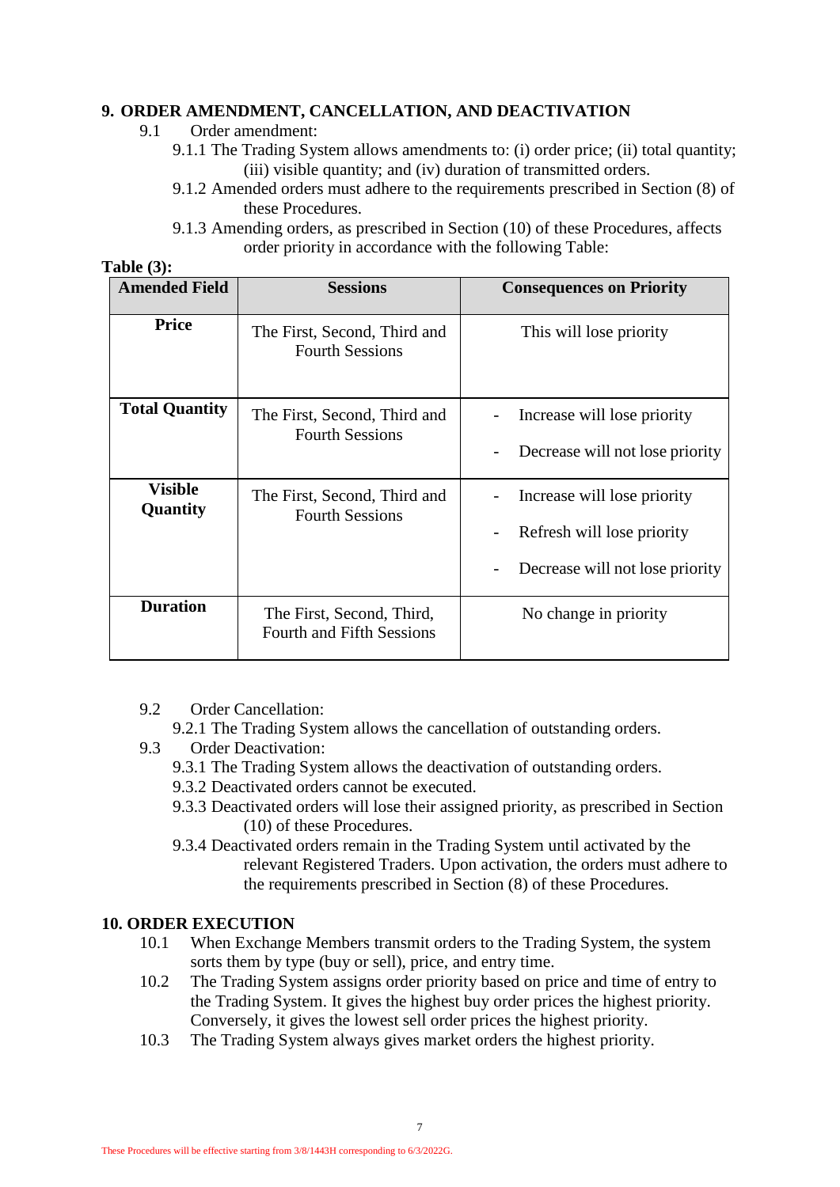## 9. ORDER AMENDMENT, CANCELLATION, AND DEACTIVATION

9.1 Order amendment:

9.1.1 The Trading System allows amendments to: (i) order price; (ii) total quantity; (iii) visible quantity; and (iv) duration of transmitted orders.

9.1.2 Amended orders must adhere to the requirements prescribed in Section (8) of these Procedures.

9.1.3 Amending orders, as prescribed in Section (10) of these Procedures, affects order priority in accordance with the following Table:

**Table (3):**

| Amended Field | Sessions | Consequences on Priority |
|---|---|---|
| **Price** | The First, Second, Third and Fourth Sessions | This will lose priority |
| **Total Quantity** | The First, Second, Third and Fourth Sessions | - Increase will lose priority<br>- Decrease will not lose priority |
| **Visible Quantity** | The First, Second, Third and Fourth Sessions | - Increase will lose priority<br>- Refresh will lose priority<br>- Decrease will not lose priority |
| **Duration** | The First, Second, Third, Fourth and Fifth Sessions | No change in priority |

9.2 Order Cancellation:

9.2.1 The Trading System allows the cancellation of outstanding orders.

9.3 Order Deactivation:

9.3.1 The Trading System allows the deactivation of outstanding orders.

9.3.2 Deactivated orders cannot be executed.

9.3.3 Deactivated orders will lose their assigned priority, as prescribed in Section (10) of these Procedures.

9.3.4 Deactivated orders remain in the Trading System until activated by the relevant Registered Traders. Upon activation, the orders must adhere to the requirements prescribed in Section (8) of these Procedures.

## 10. ORDER EXECUTION

10.1 When Exchange Members transmit orders to the Trading System, the system sorts them by type (buy or sell), price, and entry time.

10.2 The Trading System assigns order priority based on price and time of entry to the Trading System. It gives the highest buy order prices the highest priority. Conversely, it gives the lowest sell order prices the highest priority.

10.3 The Trading System always gives market orders the highest priority.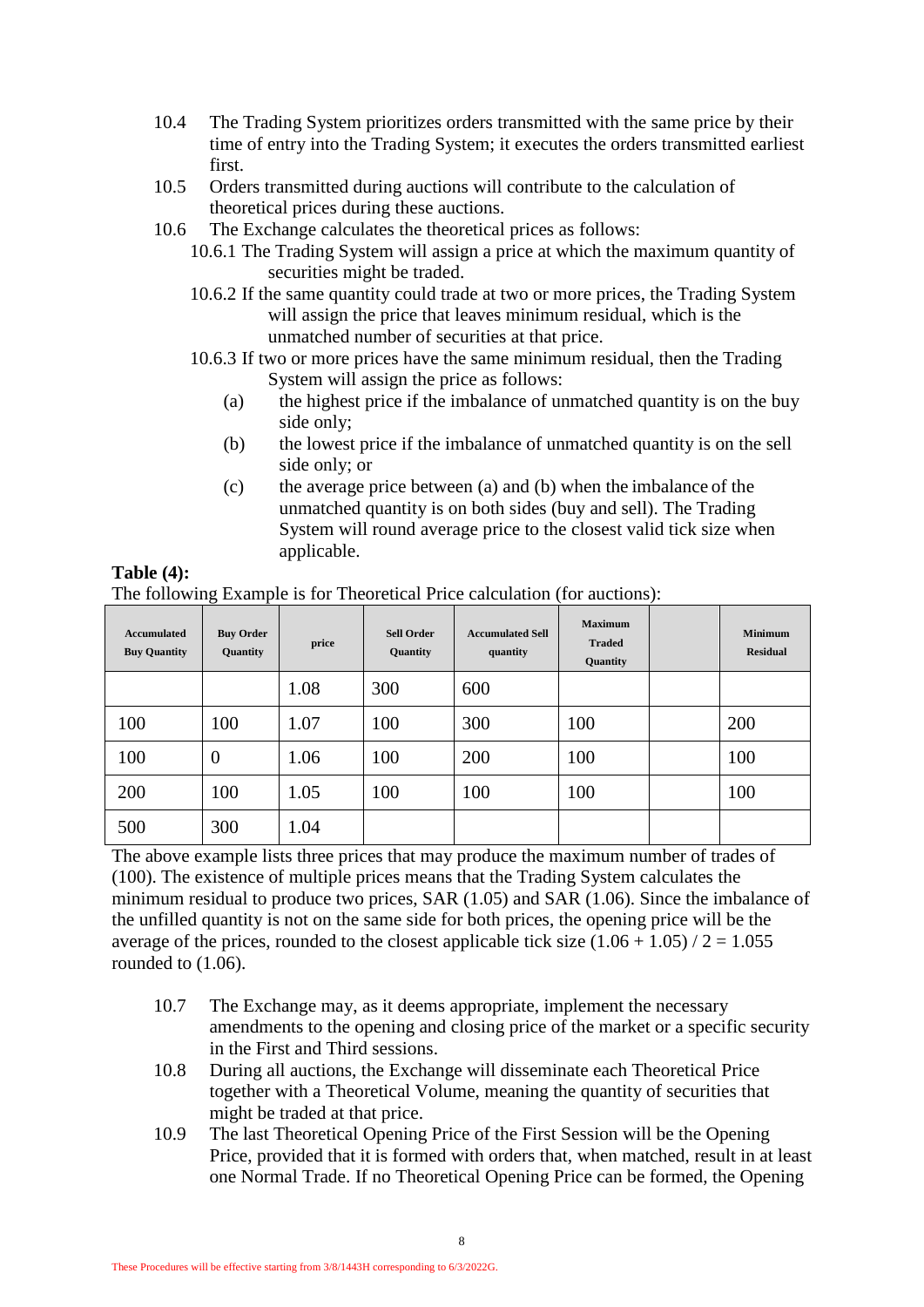10.4 The Trading System prioritizes orders transmitted with the same price by their time of entry into the Trading System; it executes the orders transmitted earliest first.

10.5 Orders transmitted during auctions will contribute to the calculation of theoretical prices during these auctions.

10.6 The Exchange calculates the theoretical prices as follows:

10.6.1 The Trading System will assign a price at which the maximum quantity of securities might be traded.

10.6.2 If the same quantity could trade at two or more prices, the Trading System will assign the price that leaves minimum residual, which is the unmatched number of securities at that price.

10.6.3 If two or more prices have the same minimum residual, then the Trading System will assign the price as follows:

(a) the highest price if the imbalance of unmatched quantity is on the buy side only;

(b) the lowest price if the imbalance of unmatched quantity is on the sell side only; or

(c) the average price between (a) and (b) when the imbalance of the unmatched quantity is on both sides (buy and sell). The Trading System will round average price to the closest valid tick size when applicable.

**Table (4):**

The following Example is for Theoretical Price calculation (for auctions):

| Accumulated Buy Quantity | Buy Order Quantity | price | Sell Order Quantity | Accumulated Sell quantity | Maximum Traded Quantity | | Minimum Residual |
|---|---|---|---|---|---|---|---|
| | | 1.08 | 300 | 600 | | | |
| 100 | 100 | 1.07 | 100 | 300 | 100 | | 200 |
| 100 | 0 | 1.06 | 100 | 200 | 100 | | 100 |
| 200 | 100 | 1.05 | 100 | 100 | 100 | | 100 |
| 500 | 300 | 1.04 | | | | | |

The above example lists three prices that may produce the maximum number of trades of (100). The existence of multiple prices means that the Trading System calculates the minimum residual to produce two prices, SAR (1.05) and SAR (1.06). Since the imbalance of the unfilled quantity is not on the same side for both prices, the opening price will be the average of the prices, rounded to the closest applicable tick size (1.06 + 1.05) / 2 = 1.055 rounded to (1.06).

10.7 The Exchange may, as it deems appropriate, implement the necessary amendments to the opening and closing price of the market or a specific security in the First and Third sessions.

10.8 During all auctions, the Exchange will disseminate each Theoretical Price together with a Theoretical Volume, meaning the quantity of securities that might be traded at that price.

10.9 The last Theoretical Opening Price of the First Session will be the Opening Price, provided that it is formed with orders that, when matched, result in at least one Normal Trade. If no Theoretical Opening Price can be formed, the Opening

These Procedures will be effective starting from 3/8/1443H corresponding to 6/3/2022G.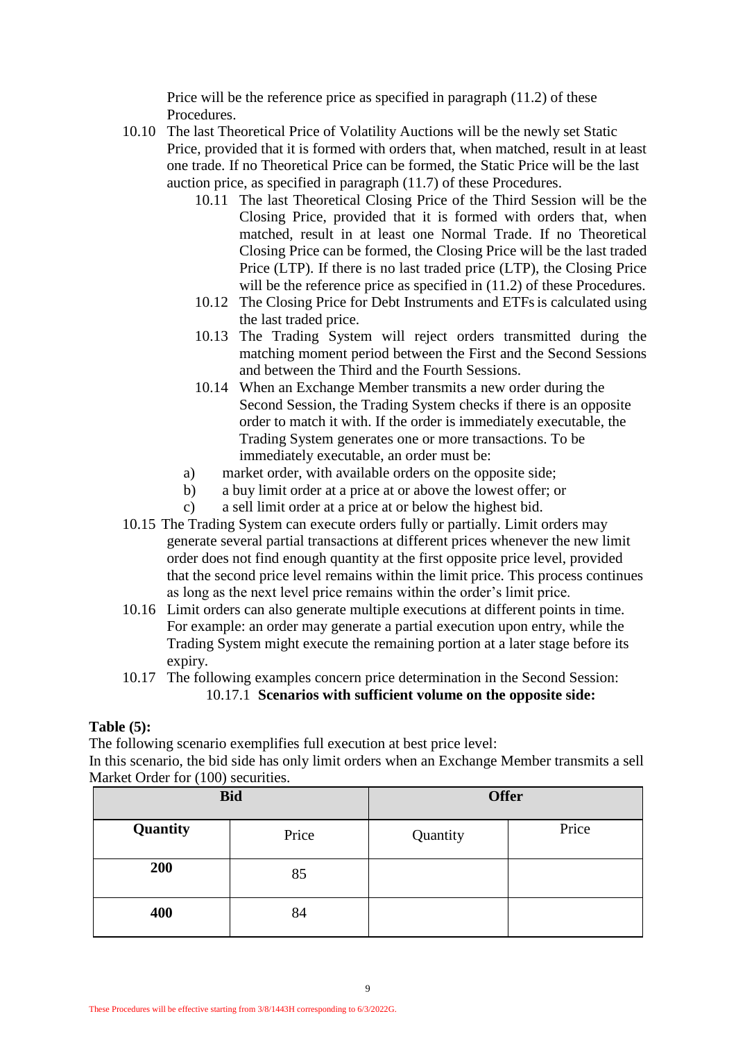Price will be the reference price as specified in paragraph (11.2) of these Procedures.

10.10 The last Theoretical Price of Volatility Auctions will be the newly set Static Price, provided that it is formed with orders that, when matched, result in at least one trade. If no Theoretical Price can be formed, the Static Price will be the last auction price, as specified in paragraph (11.7) of these Procedures.

10.11 The last Theoretical Closing Price of the Third Session will be the Closing Price, provided that it is formed with orders that, when matched, result in at least one Normal Trade. If no Theoretical Closing Price can be formed, the Closing Price will be the last traded Price (LTP). If there is no last traded price (LTP), the Closing Price will be the reference price as specified in (11.2) of these Procedures.

10.12 The Closing Price for Debt Instruments and ETFs is calculated using the last traded price.

10.13 The Trading System will reject orders transmitted during the matching moment period between the First and the Second Sessions and between the Third and the Fourth Sessions.

10.14 When an Exchange Member transmits a new order during the Second Session, the Trading System checks if there is an opposite order to match it with. If the order is immediately executable, the Trading System generates one or more transactions. To be immediately executable, an order must be:

a) market order, with available orders on the opposite side;
b) a buy limit order at a price at or above the lowest offer; or
c) a sell limit order at a price at or below the highest bid.

10.15 The Trading System can execute orders fully or partially. Limit orders may generate several partial transactions at different prices whenever the new limit order does not find enough quantity at the first opposite price level, provided that the second price level remains within the limit price. This process continues as long as the next level price remains within the order's limit price.

10.16 Limit orders can also generate multiple executions at different points in time. For example: an order may generate a partial execution upon entry, while the Trading System might execute the remaining portion at a later stage before its expiry.

10.17 The following examples concern price determination in the Second Session:

10.17.1 **Scenarios with sufficient volume on the opposite side:**

**Table (5):**

The following scenario exemplifies full execution at best price level:

In this scenario, the bid side has only limit orders when an Exchange Member transmits a sell Market Order for (100) securities.

| Bid | | Offer | |
|---|---|---|---|
| **Quantity** | Price | Quantity | Price |
| **200** | 85 | | |
| **400** | 84 | | |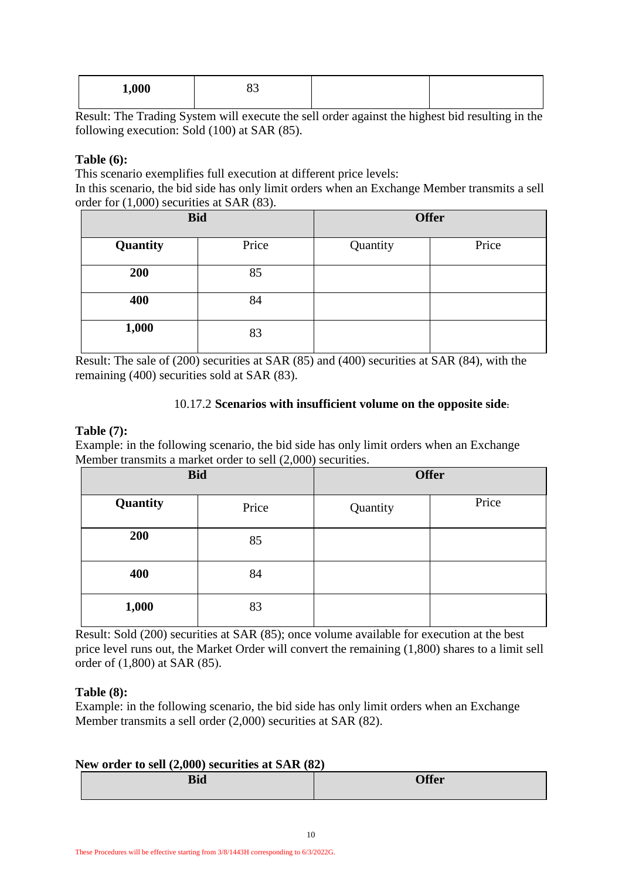| 1,000 | 83 | | |
|---|---|---|---|

Result: The Trading System will execute the sell order against the highest bid resulting in the following execution: Sold (100) at SAR (85).

**Table (6):**

This scenario exemplifies full execution at different price levels:

In this scenario, the bid side has only limit orders when an Exchange Member transmits a sell order for (1,000) securities at SAR (83).

| Bid | | Offer | |
|---|---|---|---|
| **Quantity** | Price | Quantity | Price |
| **200** | 85 | | |
| **400** | 84 | | |
| **1,000** | 83 | | |

Result: The sale of (200) securities at SAR (85) and (400) securities at SAR (84), with the remaining (400) securities sold at SAR (83).

10.17.2 **Scenarios with insufficient volume on the opposite side**:

**Table (7):**

Example: in the following scenario, the bid side has only limit orders when an Exchange Member transmits a market order to sell (2,000) securities.

| Bid | | Offer | |
|---|---|---|---|
| **Quantity** | Price | Quantity | Price |
| **200** | 85 | | |
| **400** | 84 | | |
| **1,000** | 83 | | |

Result: Sold (200) securities at SAR (85); once volume available for execution at the best price level runs out, the Market Order will convert the remaining (1,800) shares to a limit sell order of (1,800) at SAR (85).

**Table (8):**

Example: in the following scenario, the bid side has only limit orders when an Exchange Member transmits a sell order (2,000) securities at SAR (82).

**New order to sell (2,000) securities at SAR (82)**

| Bid | Offer |
|---|---|

These Procedures will be effective starting from 3/8/1443H corresponding to 6/3/2022G.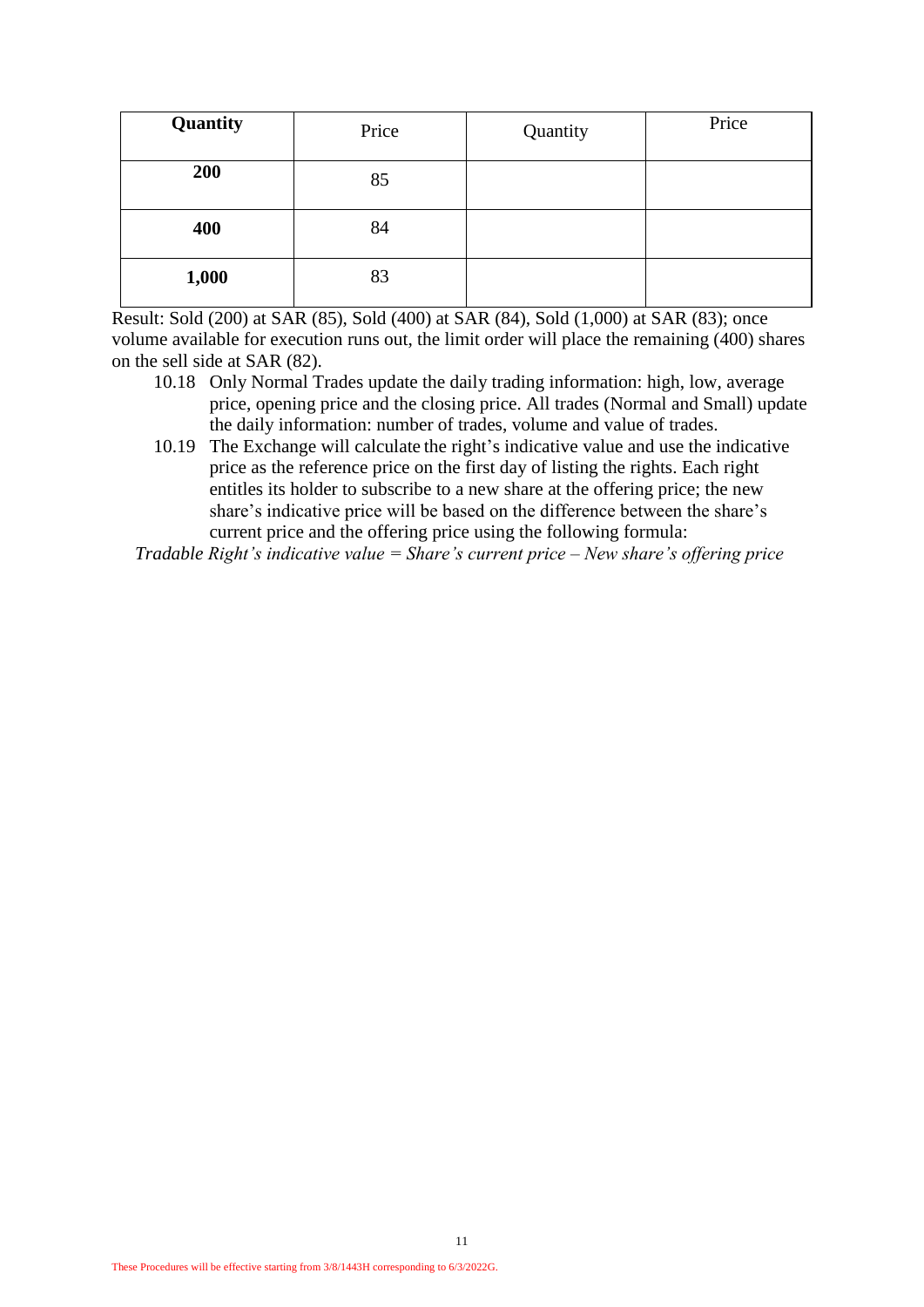| **Quantity** | Price | Quantity | Price |
|---|---|---|---|
| **200** | 85 | | |
| **400** | 84 | | |
| **1,000** | 83 | | |

Result: Sold (200) at SAR (85), Sold (400) at SAR (84), Sold (1,000) at SAR (83); once volume available for execution runs out, the limit order will place the remaining (400) shares on the sell side at SAR (82).

10.18 Only Normal Trades update the daily trading information: high, low, average price, opening price and the closing price. All trades (Normal and Small) update the daily information: number of trades, volume and value of trades.

10.19 The Exchange will calculate the right's indicative value and use the indicative price as the reference price on the first day of listing the rights. Each right entitles its holder to subscribe to a new share at the offering price; the new share's indicative price will be based on the difference between the share's current price and the offering price using the following formula:

*Tradable Right's indicative value = Share's current price – New share's offering price*

These Procedures will be effective starting from 3/8/1443H corresponding to 6/3/2022G.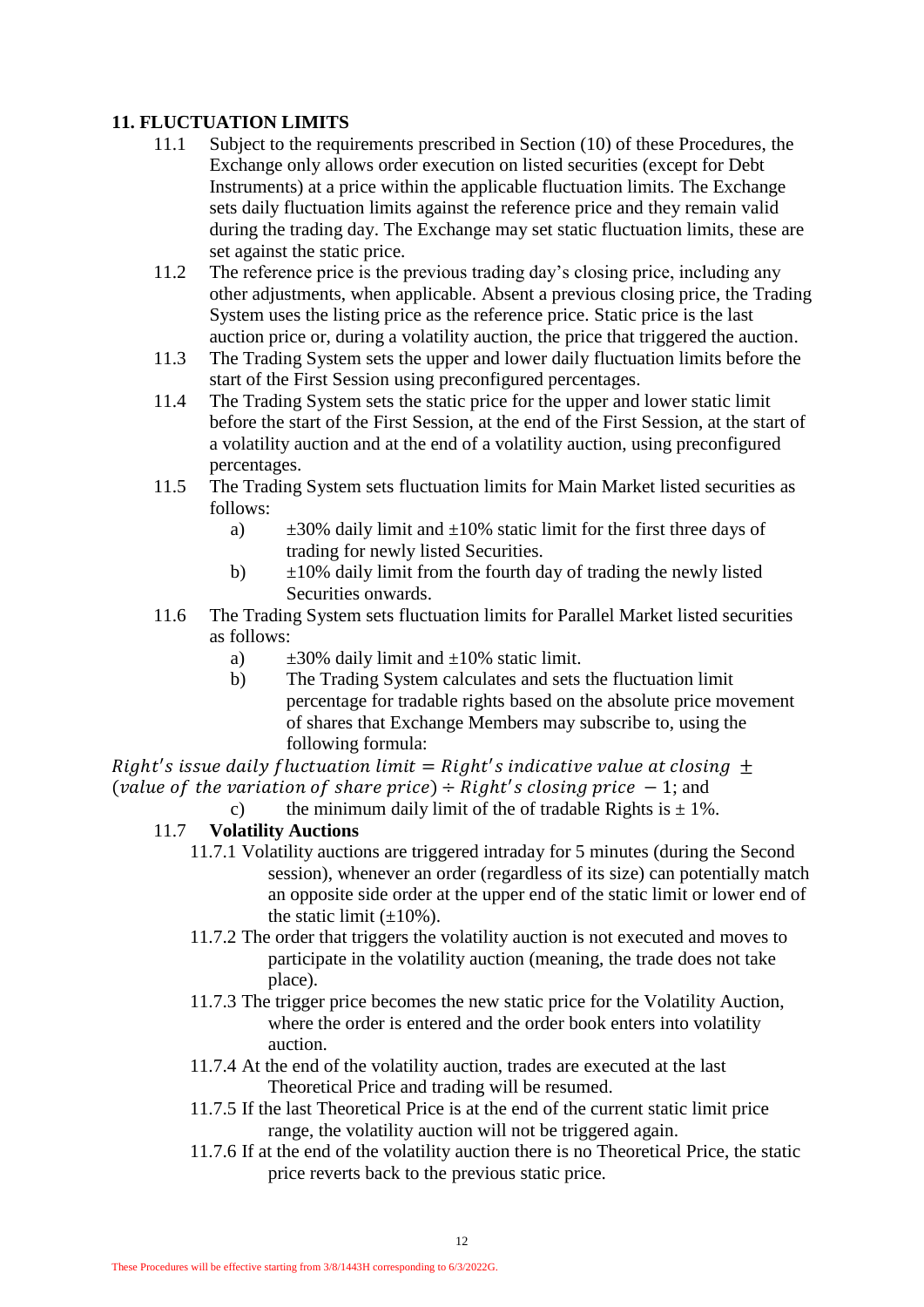## 11. FLUCTUATION LIMITS

11.1 Subject to the requirements prescribed in Section (10) of these Procedures, the Exchange only allows order execution on listed securities (except for Debt Instruments) at a price within the applicable fluctuation limits. The Exchange sets daily fluctuation limits against the reference price and they remain valid during the trading day. The Exchange may set static fluctuation limits, these are set against the static price.

11.2 The reference price is the previous trading day's closing price, including any other adjustments, when applicable. Absent a previous closing price, the Trading System uses the listing price as the reference price. Static price is the last auction price or, during a volatility auction, the price that triggered the auction.

11.3 The Trading System sets the upper and lower daily fluctuation limits before the start of the First Session using preconfigured percentages.

11.4 The Trading System sets the static price for the upper and lower static limit before the start of the First Session, at the end of the First Session, at the start of a volatility auction and at the end of a volatility auction, using preconfigured percentages.

11.5 The Trading System sets fluctuation limits for Main Market listed securities as follows:

a) ±30% daily limit and ±10% static limit for the first three days of trading for newly listed Securities.

b) ±10% daily limit from the fourth day of trading the newly listed Securities onwards.

11.6 The Trading System sets fluctuation limits for Parallel Market listed securities as follows:

a) ±30% daily limit and ±10% static limit.

b) The Trading System calculates and sets the fluctuation limit percentage for tradable rights based on the absolute price movement of shares that Exchange Members may subscribe to, using the following formula:

$Right's\ issue\ daily\ fluctuation\ limit = Right's\ indicative\ value\ at\ closing\ \pm\ (value\ of\ the\ variation\ of\ share\ price) \div Right's\ closing\ price\ - 1$; and

c) the minimum daily limit of the of tradable Rights is ± 1%.

11.7 **Volatility Auctions**

11.7.1 Volatility auctions are triggered intraday for 5 minutes (during the Second session), whenever an order (regardless of its size) can potentially match an opposite side order at the upper end of the static limit or lower end of the static limit (±10%).

11.7.2 The order that triggers the volatility auction is not executed and moves to participate in the volatility auction (meaning, the trade does not take place).

11.7.3 The trigger price becomes the new static price for the Volatility Auction, where the order is entered and the order book enters into volatility auction.

11.7.4 At the end of the volatility auction, trades are executed at the last Theoretical Price and trading will be resumed.

11.7.5 If the last Theoretical Price is at the end of the current static limit price range, the volatility auction will not be triggered again.

11.7.6 If at the end of the volatility auction there is no Theoretical Price, the static price reverts back to the previous static price.

These Procedures will be effective starting from 3/8/1443H corresponding to 6/3/2022G.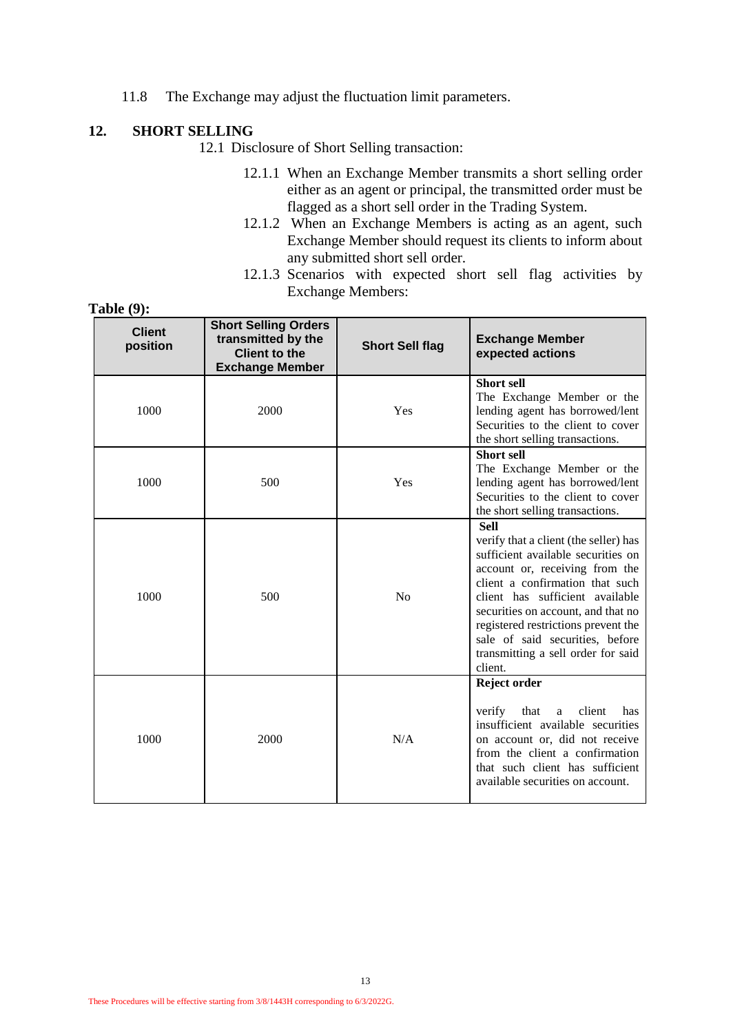11.8 The Exchange may adjust the fluctuation limit parameters.

## 12. SHORT SELLING

12.1 Disclosure of Short Selling transaction:

12.1.1 When an Exchange Member transmits a short selling order either as an agent or principal, the transmitted order must be flagged as a short sell order in the Trading System.

12.1.2 When an Exchange Members is acting as an agent, such Exchange Member should request its clients to inform about any submitted short sell order.

12.1.3 Scenarios with expected short sell flag activities by Exchange Members:

**Table (9):**

| Client position | Short Selling Orders transmitted by the Client to the Exchange Member | Short Sell flag | Exchange Member expected actions |
|---|---|---|---|
| 1000 | 2000 | Yes | **Short sell** The Exchange Member or the lending agent has borrowed/lent Securities to the client to cover the short selling transactions. |
| 1000 | 500 | Yes | **Short sell** The Exchange Member or the lending agent has borrowed/lent Securities to the client to cover the short selling transactions. |
| 1000 | 500 | No | **Sell** verify that a client (the seller) has sufficient available securities on account or, receiving from the client a confirmation that such client has sufficient available securities on account, and that no registered restrictions prevent the sale of said securities, before transmitting a sell order for said client. |
| 1000 | 2000 | N/A | **Reject order** verify that a client has insufficient available securities on account or, did not receive from the client a confirmation that such client has sufficient available securities on account. |

These Procedures will be effective starting from 3/8/1443H corresponding to 6/3/2022G.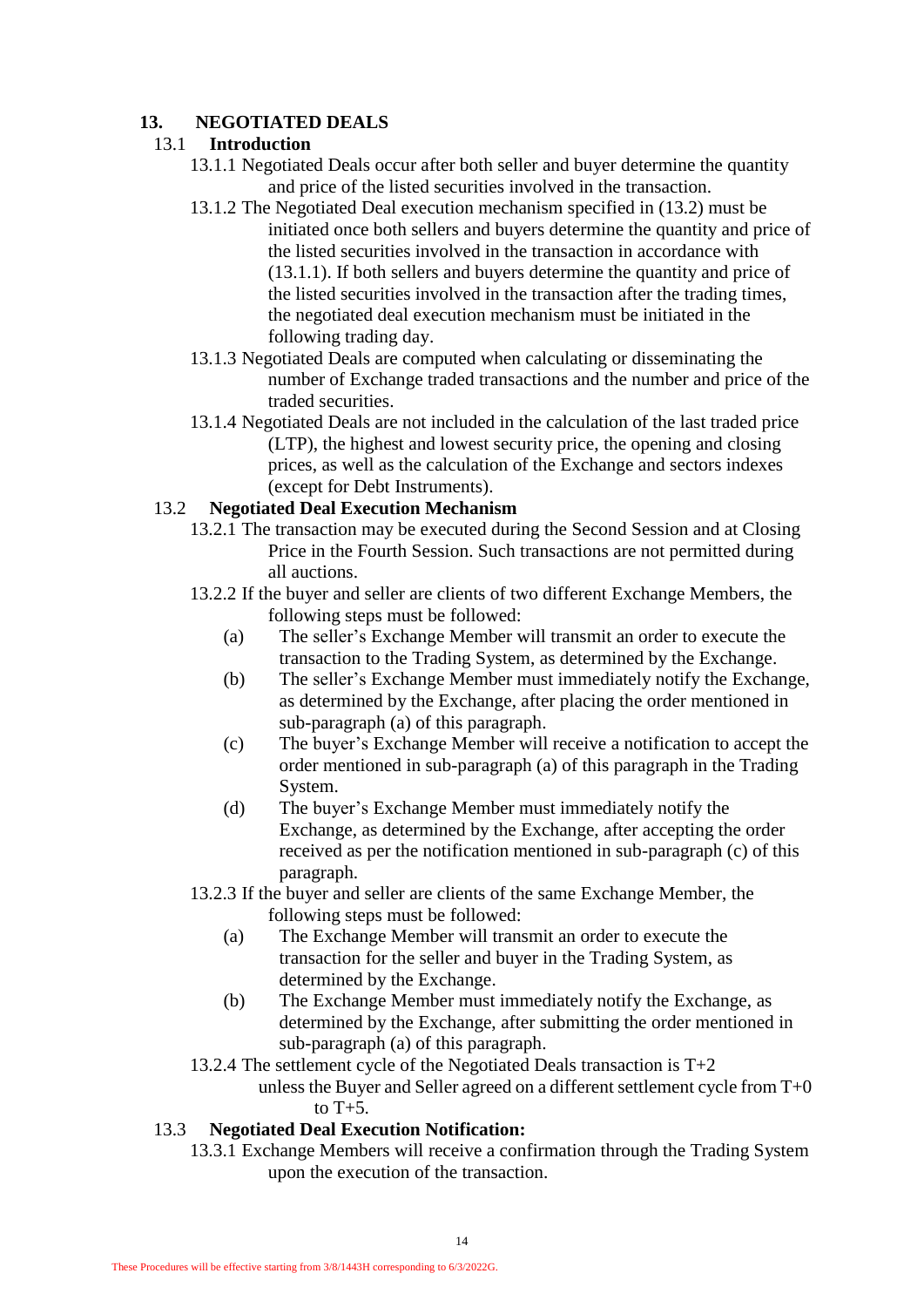## 13. NEGOTIATED DEALS

### 13.1 Introduction

13.1.1 Negotiated Deals occur after both seller and buyer determine the quantity and price of the listed securities involved in the transaction.

13.1.2 The Negotiated Deal execution mechanism specified in (13.2) must be initiated once both sellers and buyers determine the quantity and price of the listed securities involved in the transaction in accordance with (13.1.1). If both sellers and buyers determine the quantity and price of the listed securities involved in the transaction after the trading times, the negotiated deal execution mechanism must be initiated in the following trading day.

13.1.3 Negotiated Deals are computed when calculating or disseminating the number of Exchange traded transactions and the number and price of the traded securities.

13.1.4 Negotiated Deals are not included in the calculation of the last traded price (LTP), the highest and lowest security price, the opening and closing prices, as well as the calculation of the Exchange and sectors indexes (except for Debt Instruments).

### 13.2 Negotiated Deal Execution Mechanism

13.2.1 The transaction may be executed during the Second Session and at Closing Price in the Fourth Session. Such transactions are not permitted during all auctions.

13.2.2 If the buyer and seller are clients of two different Exchange Members, the following steps must be followed:

- (a) The seller's Exchange Member will transmit an order to execute the transaction to the Trading System, as determined by the Exchange.
- (b) The seller's Exchange Member must immediately notify the Exchange, as determined by the Exchange, after placing the order mentioned in sub-paragraph (a) of this paragraph.
- (c) The buyer's Exchange Member will receive a notification to accept the order mentioned in sub-paragraph (a) of this paragraph in the Trading System.
- (d) The buyer's Exchange Member must immediately notify the Exchange, as determined by the Exchange, after accepting the order received as per the notification mentioned in sub-paragraph (c) of this paragraph.

13.2.3 If the buyer and seller are clients of the same Exchange Member, the following steps must be followed:

- (a) The Exchange Member will transmit an order to execute the transaction for the seller and buyer in the Trading System, as determined by the Exchange.
- (b) The Exchange Member must immediately notify the Exchange, as determined by the Exchange, after submitting the order mentioned in sub-paragraph (a) of this paragraph.

13.2.4 The settlement cycle of the Negotiated Deals transaction is T+2 unless the Buyer and Seller agreed on a different settlement cycle from T+0 to T+5.

### 13.3 Negotiated Deal Execution Notification:

13.3.1 Exchange Members will receive a confirmation through the Trading System upon the execution of the transaction.

These Procedures will be effective starting from 3/8/1443H corresponding to 6/3/2022G.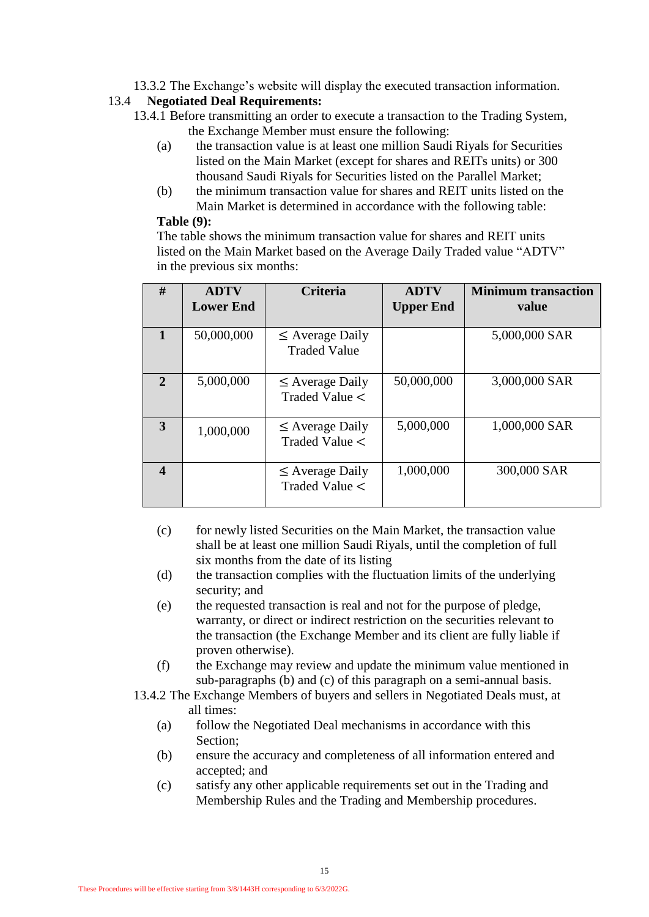13.3.2 The Exchange's website will display the executed transaction information.

13.4 **Negotiated Deal Requirements:**

13.4.1 Before transmitting an order to execute a transaction to the Trading System, the Exchange Member must ensure the following:

(a) the transaction value is at least one million Saudi Riyals for Securities listed on the Main Market (except for shares and REITs units) or 300 thousand Saudi Riyals for Securities listed on the Parallel Market;

(b) the minimum transaction value for shares and REIT units listed on the Main Market is determined in accordance with the following table:

**Table (9):**

The table shows the minimum transaction value for shares and REIT units listed on the Main Market based on the Average Daily Traded value "ADTV" in the previous six months:

| # | ADTV Lower End | Criteria | ADTV Upper End | Minimum transaction value |
|---|---|---|---|---|
| **1** | 50,000,000 | ≤ Average Daily Traded Value | | 5,000,000 SAR |
| **2** | 5,000,000 | ≤ Average Daily Traded Value < | 50,000,000 | 3,000,000 SAR |
| **3** | 1,000,000 | ≤ Average Daily Traded Value < | 5,000,000 | 1,000,000 SAR |
| **4** | | ≤ Average Daily Traded Value < | 1,000,000 | 300,000 SAR |

(c) for newly listed Securities on the Main Market, the transaction value shall be at least one million Saudi Riyals, until the completion of full six months from the date of its listing

(d) the transaction complies with the fluctuation limits of the underlying security; and

(e) the requested transaction is real and not for the purpose of pledge, warranty, or direct or indirect restriction on the securities relevant to the transaction (the Exchange Member and its client are fully liable if proven otherwise).

(f) the Exchange may review and update the minimum value mentioned in sub-paragraphs (b) and (c) of this paragraph on a semi-annual basis.

13.4.2 The Exchange Members of buyers and sellers in Negotiated Deals must, at all times:

(a) follow the Negotiated Deal mechanisms in accordance with this Section;

(b) ensure the accuracy and completeness of all information entered and accepted; and

(c) satisfy any other applicable requirements set out in the Trading and Membership Rules and the Trading and Membership procedures.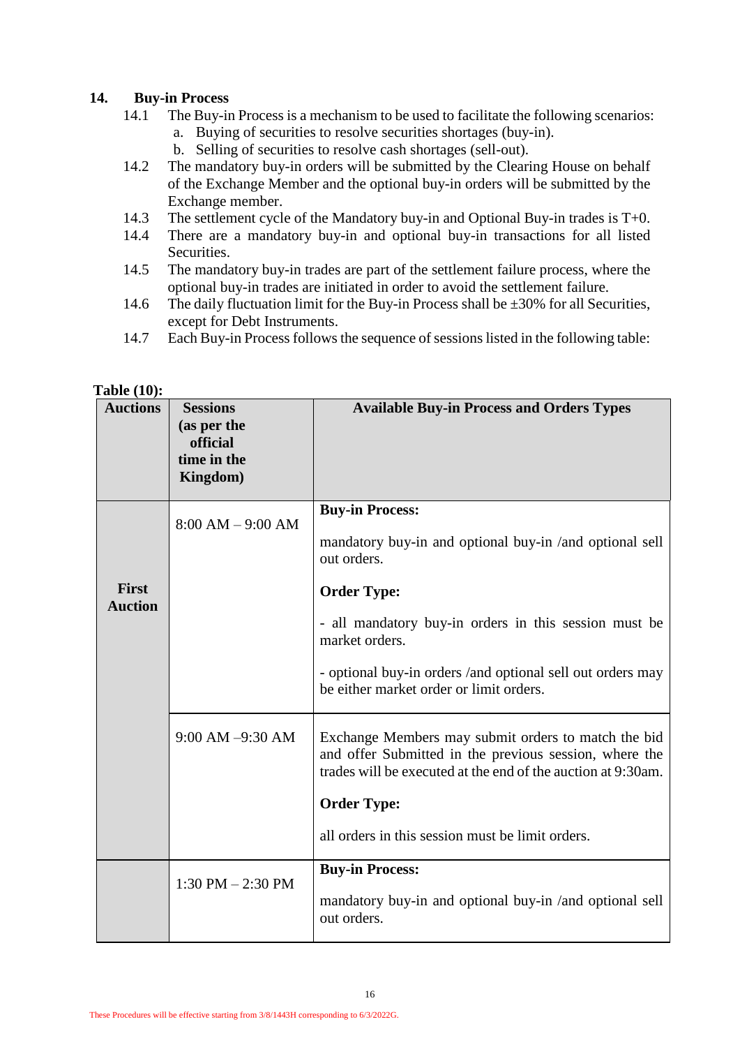## 14. Buy-in Process

14.1 The Buy-in Process is a mechanism to be used to facilitate the following scenarios:

a. Buying of securities to resolve securities shortages (buy-in).
b. Selling of securities to resolve cash shortages (sell-out).

14.2 The mandatory buy-in orders will be submitted by the Clearing House on behalf of the Exchange Member and the optional buy-in orders will be submitted by the Exchange member.

14.3 The settlement cycle of the Mandatory buy-in and Optional Buy-in trades is T+0.

14.4 There are a mandatory buy-in and optional buy-in transactions for all listed Securities.

14.5 The mandatory buy-in trades are part of the settlement failure process, where the optional buy-in trades are initiated in order to avoid the settlement failure.

14.6 The daily fluctuation limit for the Buy-in Process shall be ±30% for all Securities, except for Debt Instruments.

14.7 Each Buy-in Process follows the sequence of sessions listed in the following table:

**Table (10):**

| Auctions | Sessions (as per the official time in the Kingdom) | Available Buy-in Process and Orders Types |
|---|---|---|
| **First Auction** | 8:00 AM – 9:00 AM | **Buy-in Process:**<br><br>mandatory buy-in and optional buy-in /and optional sell out orders.<br><br>**Order Type:**<br><br>- all mandatory buy-in orders in this session must be market orders.<br><br>- optional buy-in orders /and optional sell out orders may be either market order or limit orders. |
| | 9:00 AM –9:30 AM | Exchange Members may submit orders to match the bid and offer Submitted in the previous session, where the trades will be executed at the end of the auction at 9:30am.<br><br>**Order Type:**<br><br>all orders in this session must be limit orders. |
| | 1:30 PM – 2:30 PM | **Buy-in Process:**<br><br>mandatory buy-in and optional buy-in /and optional sell out orders. |

These Procedures will be effective starting from 3/8/1443H corresponding to 6/3/2022G.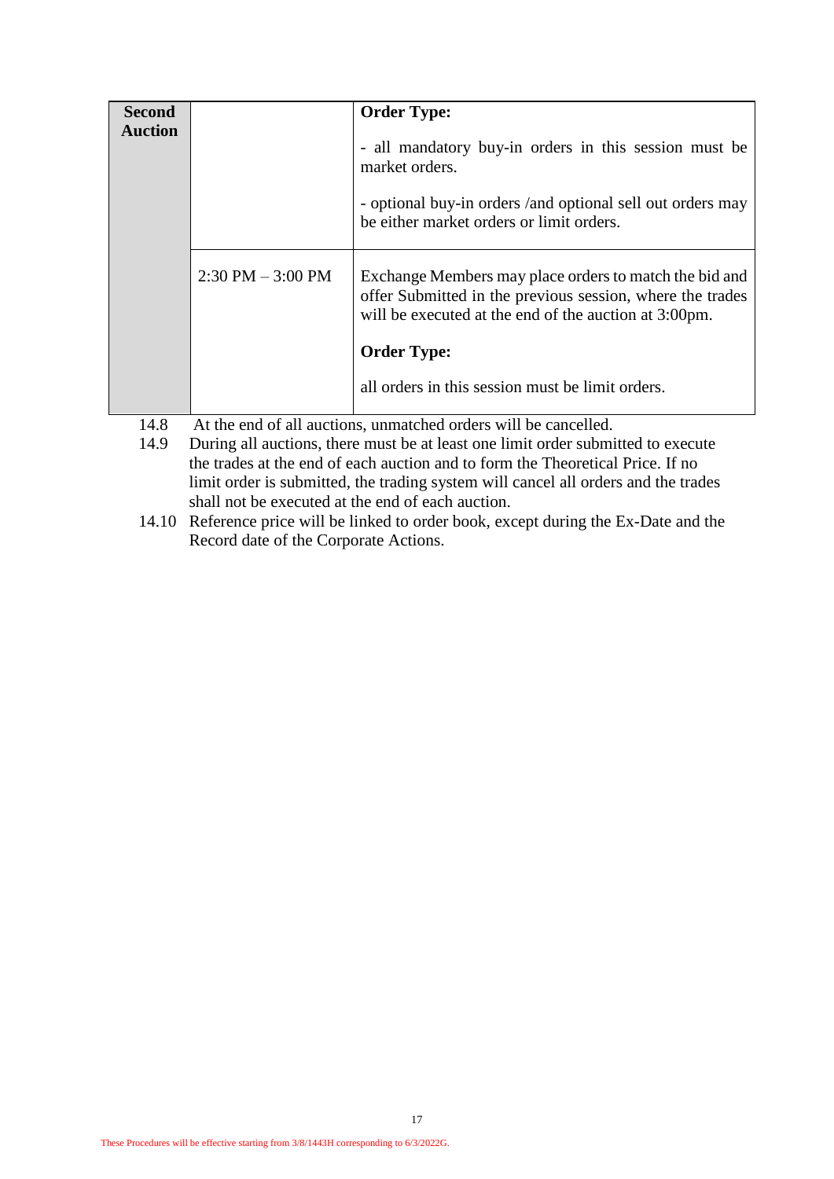| | | |
|---|---|---|
| **Second Auction** | | **Order Type:**<br><br>- all mandatory buy-in orders in this session must be market orders.<br><br>- optional buy-in orders /and optional sell out orders may be either market orders or limit orders. |
| | 2:30 PM – 3:00 PM | Exchange Members may place orders to match the bid and offer Submitted in the previous session, where the trades will be executed at the end of the auction at 3:00pm.<br><br>**Order Type:**<br><br>all orders in this session must be limit orders. |

14.8 At the end of all auctions, unmatched orders will be cancelled.

14.9 During all auctions, there must be at least one limit order submitted to execute the trades at the end of each auction and to form the Theoretical Price. If no limit order is submitted, the trading system will cancel all orders and the trades shall not be executed at the end of each auction.

14.10 Reference price will be linked to order book, except during the Ex-Date and the Record date of the Corporate Actions.

These Procedures will be effective starting from 3/8/1443H corresponding to 6/3/2022G.